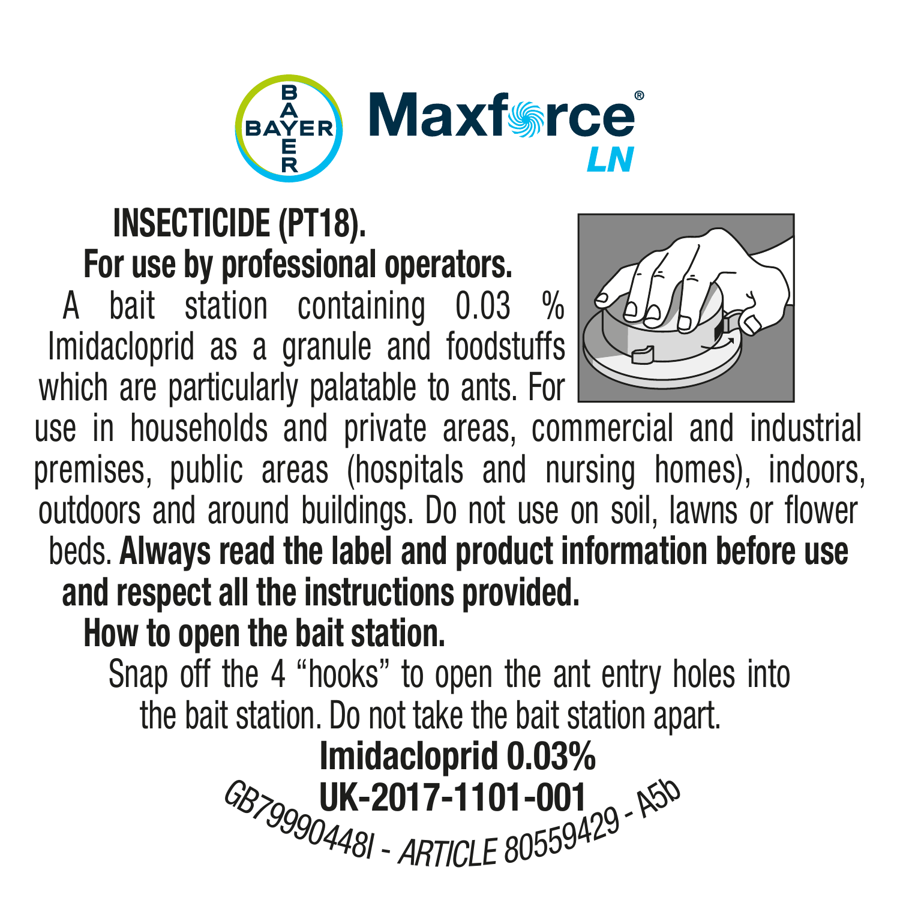**BAYER**

# Maxforce® LN

**INSECTICIDE (PT18).**

**For use by professional operators.**

A bait station containing 0.03 % Imidacloprid as a granule and foodstuffs which are particularly palatable to ants. For use in households and private areas, commercial and industrial premises, public areas (hospitals and nursing homes), indoors, outdoors and around buildings. Do not use on soil, lawns or flower beds. **Always read the label and product information before use and respect all the instructions provided.**

**How to open the bait station.**

Snap off the 4 "hooks" to open the ant entry holes into the bait station. Do not take the bait station apart.

**Imidacloprid 0.03%**

**UK-2017-1101-001**

*GB79990448I - ARTICLE 80559429 - A5b*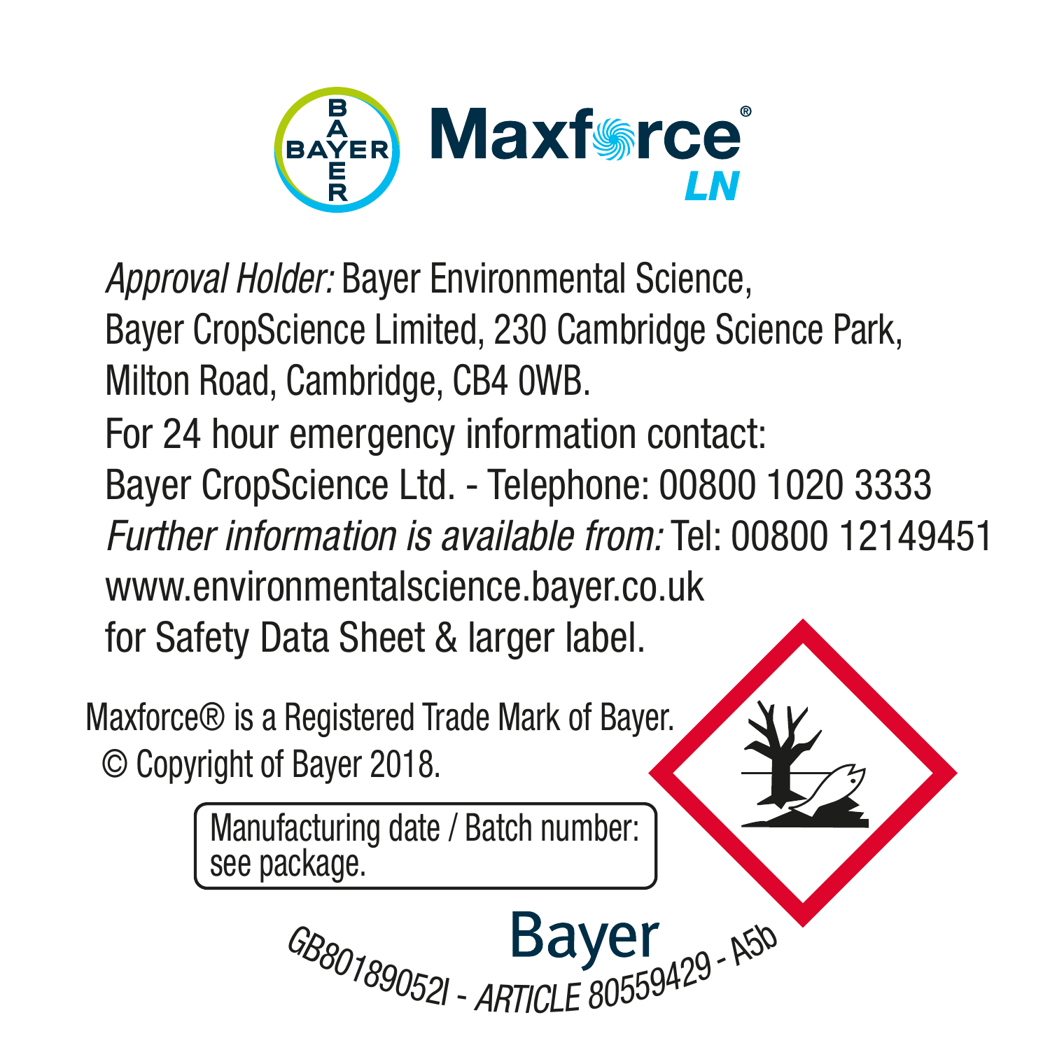# Maxforce® LN

*Approval Holder:* Bayer Environmental Science,
Bayer CropScience Limited, 230 Cambridge Science Park,
Milton Road, Cambridge, CB4 0WB.

For 24 hour emergency information contact:
Bayer CropScience Ltd. - Telephone: 00800 1020 3333

*Further information is available from:* Tel: 00800 12149451
www.environmentalscience.bayer.co.uk
for Safety Data Sheet & larger label.

Maxforce® is a Registered Trade Mark of Bayer.
© Copyright of Bayer 2018.

Manufacturing date / Batch number:
see package.

Bayer

GB80189052I - *ARTICLE* 80559429 - A5b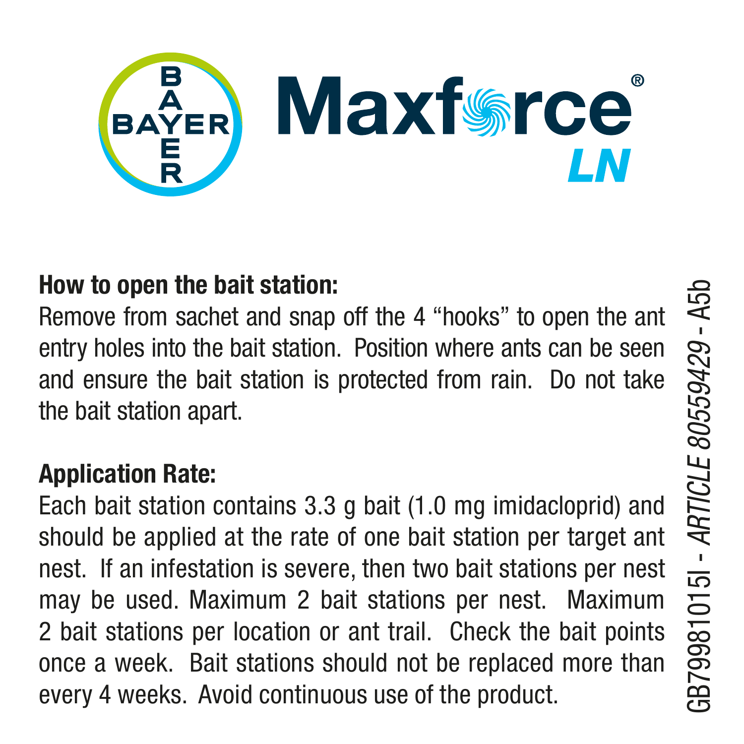# Maxforce® LN

**How to open the bait station:**

Remove from sachet and snap off the 4 "hooks" to open the ant entry holes into the bait station. Position where ants can be seen and ensure the bait station is protected from rain. Do not take the bait station apart.

**Application Rate:**

Each bait station contains 3.3 g bait (1.0 mg imidacloprid) and should be applied at the rate of one bait station per target ant nest. If an infestation is severe, then two bait stations per nest may be used. Maximum 2 bait stations per nest. Maximum 2 bait stations per location or ant trail. Check the bait points once a week. Bait stations should not be replaced more than every 4 weeks. Avoid continuous use of the product.

GB79981015I - *ARTICLE 80559429* - A5b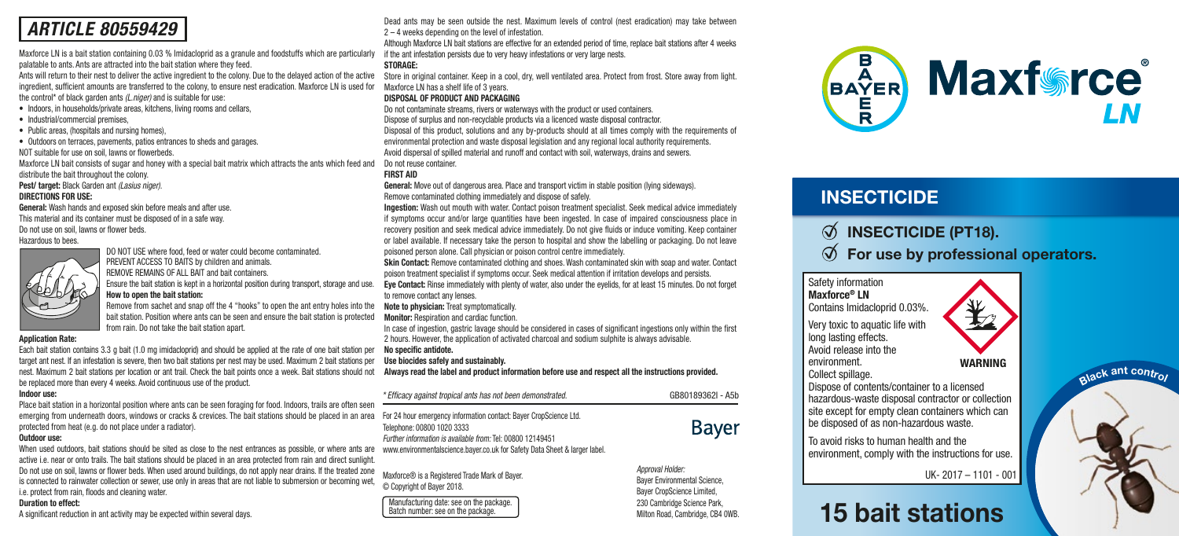# ARTICLE 80559429

Maxforce LN is a bait station containing 0.03 % Imidacloprid as a granule and foodstuffs which are particularly palatable to ants. Ants are attracted into the bait station where they feed.

Ants will return to their nest to deliver the active ingredient to the colony. Due to the delayed action of the active ingredient, sufficient amounts are transferred to the colony, to ensure nest eradication. Maxforce LN is used for the control* of black garden ants *(L.niger)* and is suitable for use:

- Indoors, in households/private areas, kitchens, living rooms and cellars,
- Industrial/commercial premises,
- Public areas, (hospitals and nursing homes),
- Outdoors on terraces, pavements, patios entrances to sheds and garages.

NOT suitable for use on soil, lawns or flowerbeds.

Maxforce LN bait consists of sugar and honey with a special bait matrix which attracts the ants which feed and distribute the bait throughout the colony.

**Pest/ target:** Black Garden ant *(Lasius niger)*.

**DIRECTIONS FOR USE:**

**General:** Wash hands and exposed skin before meals and after use.
This material and its container must be disposed of in a safe way.
Do not use on soil, lawns or flower beds.
Hazardous to bees.

DO NOT USE where food, feed or water could become contaminated.
PREVENT ACCESS TO BAITS by children and animals.
REMOVE REMAINS OF ALL BAIT and bait containers.
Ensure the bait station is kept in a horizontal position during transport, storage and use.

**How to open the bait station:**

Remove from sachet and snap off the 4 "hooks" to open the ant entry holes into the bait station. Position where ants can be seen and ensure the bait station is protected from rain. Do not take the bait station apart.

**Application Rate:**

Each bait station contains 3.3 g bait (1.0 mg imidacloprid) and should be applied at the rate of one bait station per target ant nest. If an infestation is severe, then two bait stations per nest may be used. Maximum 2 bait stations per nest. Maximum 2 bait stations per location or ant trail. Check the bait points once a week. Bait stations should not be replaced more than every 4 weeks. Avoid continuous use of the product.

**Indoor use:**

Place bait station in a horizontal position where ants can be seen foraging for food. Indoors, trails are often seen emerging from underneath doors, windows or cracks & crevices. The bait stations should be placed in an area protected from heat (e.g. do not place under a radiator).

**Outdoor use:**

When used outdoors, bait stations should be sited as close to the nest entrances as possible, or where ants are active i.e. near or onto trails. The bait stations should be placed in an area protected from rain and direct sunlight. Do not use on soil, lawns or flower beds. When used around buildings, do not apply near drains. If the treated zone is connected to rainwater collection or sewer, use only in areas that are not liable to submersion or becoming wet, i.e. protect from rain, floods and cleaning water.

**Duration to effect:**

A significant reduction in ant activity may be expected within several days.

Dead ants may be seen outside the nest. Maximum levels of control (nest eradication) may take between 2 – 4 weeks depending on the level of infestation.

Although Maxforce LN bait stations are effective for an extended period of time, replace bait stations after 4 weeks if the ant infestation persists due to very heavy infestations or very large nests.

**STORAGE:**

Store in original container. Keep in a cool, dry, well ventilated area. Protect from frost. Store away from light. Maxforce LN has a shelf life of 3 years.

**DISPOSAL OF PRODUCT AND PACKAGING**

Do not contaminate streams, rivers or waterways with the product or used containers.
Dispose of surplus and non-recyclable products via a licenced waste disposal contractor.
Disposal of this product, solutions and any by-products should at all times comply with the requirements of environmental protection and waste disposal legislation and any regional local authority requirements.
Avoid dispersal of spilled material and runoff and contact with soil, waterways, drains and sewers.
Do not reuse container.

**FIRST AID**

**General:** Move out of dangerous area. Place and transport victim in stable position (lying sideways). Remove contaminated clothing immediately and dispose of safely.

**Ingestion:** Wash out mouth with water. Contact poison treatment specialist. Seek medical advice immediately if symptoms occur and/or large quantities have been ingested. In case of impaired consciousness place in recovery position and seek medical advice immediately. Do not give fluids or induce vomiting. Keep container or label available. If necessary take the person to hospital and show the labelling or packaging. Do not leave poisoned person alone. Call physician or poison control centre immediately.

**Skin Contact:** Remove contaminated clothing and shoes. Wash contaminated skin with soap and water. Contact poison treatment specialist if symptoms occur. Seek medical attention if irritation develops and persists.

**Eye Contact:** Rinse immediately with plenty of water, also under the eyelids, for at least 15 minutes. Do not forget to remove contact any lenses.

**Note to physician:** Treat symptomatically.

**Monitor:** Respiration and cardiac function.

In case of ingestion, gastric lavage should be considered in cases of significant ingestions only within the first 2 hours. However, the application of activated charcoal and sodium sulphite is always advisable.

**No specific antidote.**

**Use biocides safely and sustainably.**

**Always read the label and product information before use and respect all the instructions provided.**

*\* Efficacy against tropical ants has not been demonstrated.*

GB80189362I - A5b

For 24 hour emergency information contact: Bayer CropScience Ltd.
Telephone: 00800 1020 3333
*Further information is available from:* Tel: 00800 12149451
www.environmentalscience.bayer.co.uk for Safety Data Sheet & larger label.

Bayer

Maxforce® is a Registered Trade Mark of Bayer.
© Copyright of Bayer 2018.

Manufacturing date: see on the package.
Batch number: see on the package.

*Approval Holder:*
Bayer Environmental Science,
Bayer CropScience Limited,
230 Cambridge Science Park,
Milton Road, Cambridge, CB4 0WB.

BAYER

Maxforce® LN

## INSECTICIDE

- INSECTICIDE (PT18).
- For use by professional operators.

Safety information
**Maxforce® LN**
Contains Imidacloprid 0.03%.

Very toxic to aquatic life with long lasting effects.
Avoid release into the environment.
Collect spillage.

**WARNING**

Dispose of contents/container to a licensed hazardous-waste disposal contractor or collection site except for empty clean containers which can be disposed of as non-hazardous waste.

To avoid risks to human health and the environment, comply with the instructions for use.

UK- 2017 – 1101 - 001

Black ant control

# 15 bait stations